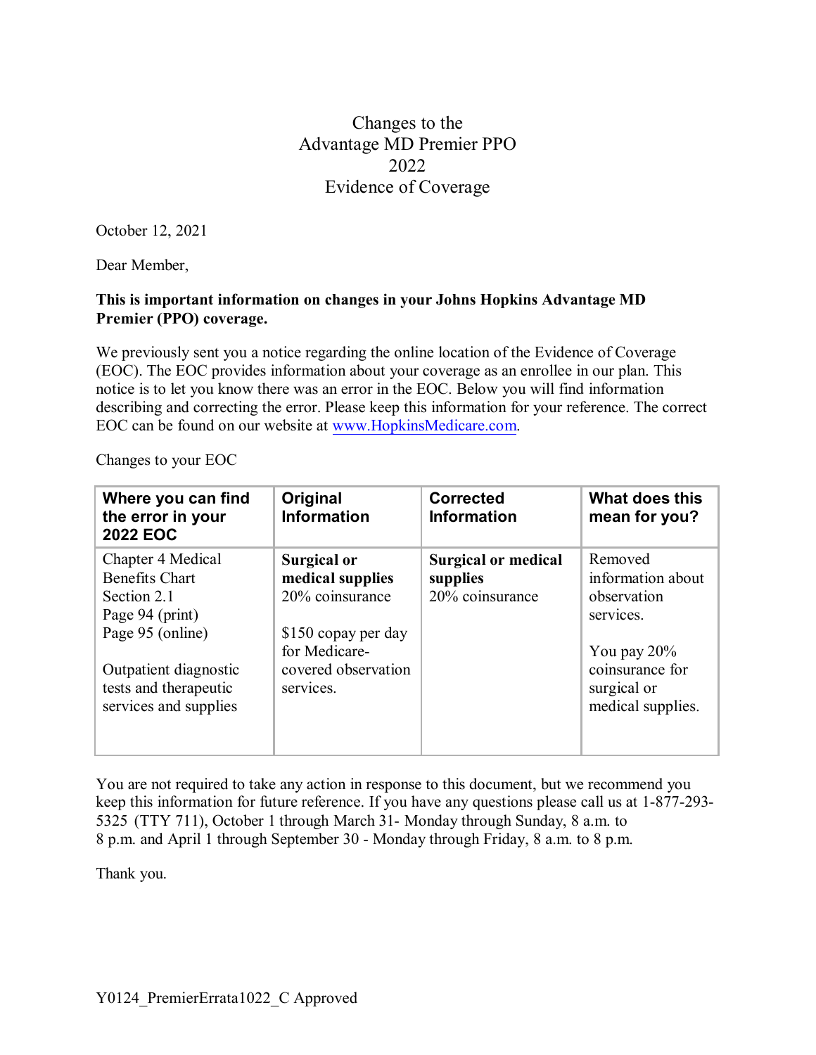# Changes to the Advantage MD Premier PPO 2022 Evidence of Coverage

October 12, 2021

Dear Member,

**This is important information on changes in your Johns Hopkins Advantage MD Premier (PPO) coverage.**

We previously sent you a notice regarding the online location of the Evidence of Coverage (EOC). The EOC provides information about your coverage as an enrollee in our plan. This notice is to let you know there was an error in the EOC. Below you will find information describing and correcting the error. Please keep this information for your reference. The correct EOC can be found on our website at www.HopkinsMedicare.com.

Changes to your EOC

| Where you can find the error in your 2022 EOC | Original Information | Corrected Information | What does this mean for you? |
|---|---|---|---|
| Chapter 4 Medical Benefits Chart Section 2.1 Page 94 (print) Page 95 (online)<br><br>Outpatient diagnostic tests and therapeutic services and supplies | **Surgical or medical supplies** 20% coinsurance<br><br>$150 copay per day for Medicare-covered observation services. | **Surgical or medical supplies** 20% coinsurance | Removed information about observation services.<br><br>You pay 20% coinsurance for surgical or medical supplies. |

You are not required to take any action in response to this document, but we recommend you keep this information for future reference. If you have any questions please call us at 1-877-293-5325 (TTY 711), October 1 through March 31- Monday through Sunday, 8 a.m. to 8 p.m. and April 1 through September 30 - Monday through Friday, 8 a.m. to 8 p.m.

Thank you.

Y0124_PremierErrata1022_C Approved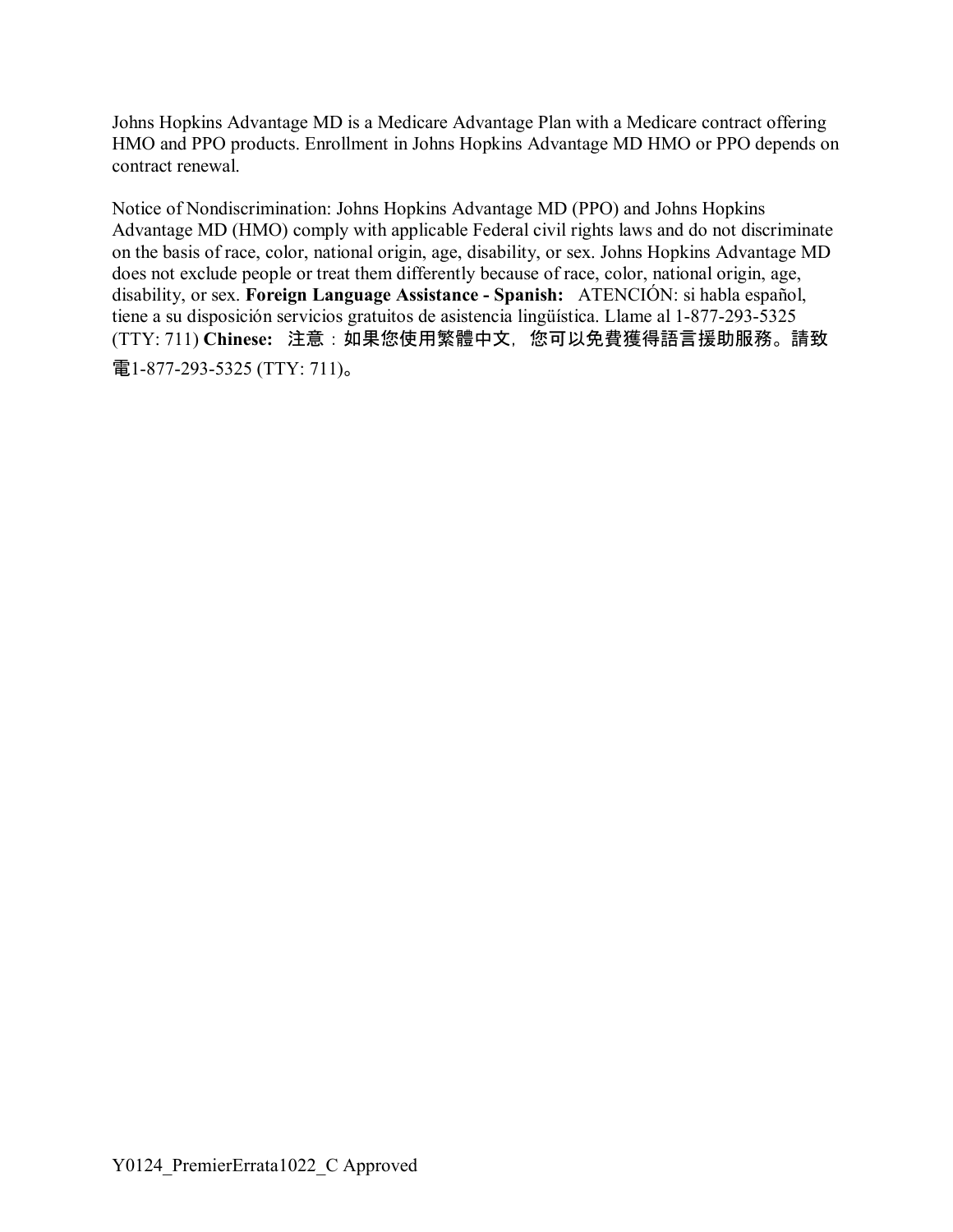Johns Hopkins Advantage MD is a Medicare Advantage Plan with a Medicare contract offering HMO and PPO products. Enrollment in Johns Hopkins Advantage MD HMO or PPO depends on contract renewal.

Notice of Nondiscrimination: Johns Hopkins Advantage MD (PPO) and Johns Hopkins Advantage MD (HMO) comply with applicable Federal civil rights laws and do not discriminate on the basis of race, color, national origin, age, disability, or sex. Johns Hopkins Advantage MD does not exclude people or treat them differently because of race, color, national origin, age, disability, or sex. **Foreign Language Assistance - Spanish:** ATENCIÓN: si habla español, tiene a su disposición servicios gratuitos de asistencia lingüística. Llame al 1-877-293-5325 (TTY: 711) **Chinese:** 注意：如果您使用繁體中文，您可以免費獲得語言援助服務。請致電1-877-293-5325 (TTY: 711)。

Y0124_PremierErrata1022_C Approved